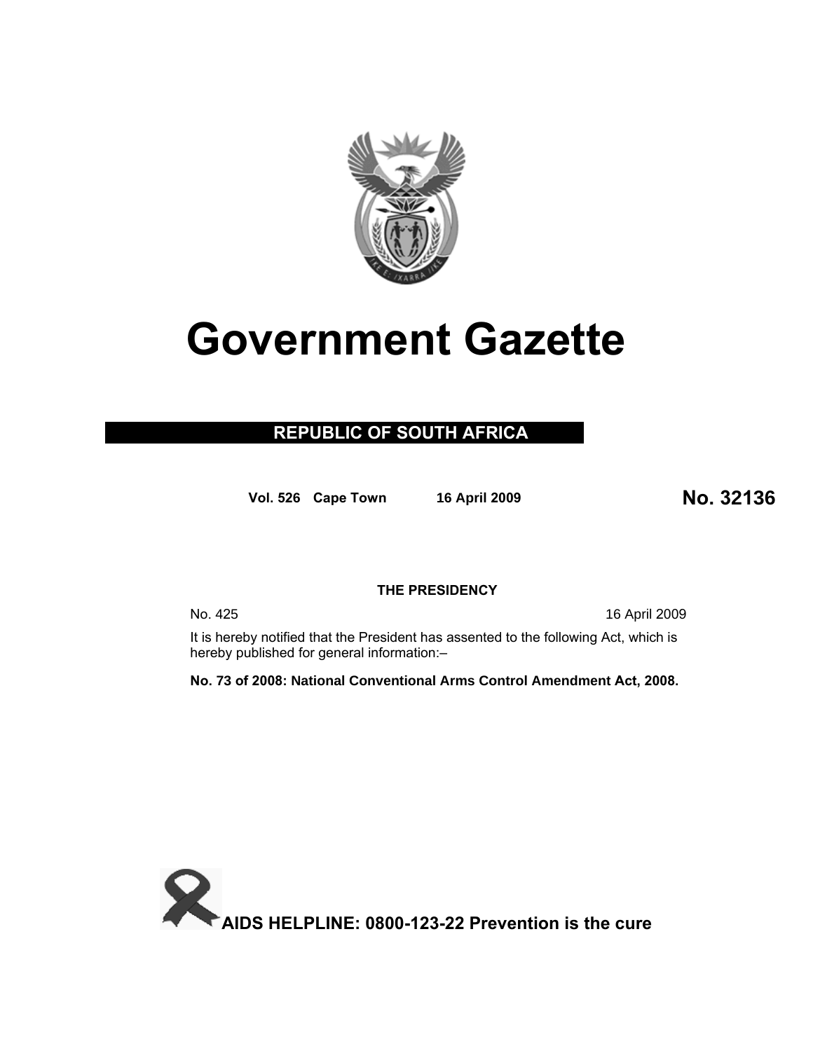# Government Gazette

**REPUBLIC OF SOUTH AFRICA**

**Vol. 526 Cape Town 16 April 2009** **No. 32136**

**THE PRESIDENCY**

No. 425 16 April 2009

It is hereby notified that the President has assented to the following Act, which is hereby published for general information:–

**No. 73 of 2008: National Conventional Arms Control Amendment Act, 2008.**

**AIDS HELPLINE: 0800-123-22 Prevention is the cure**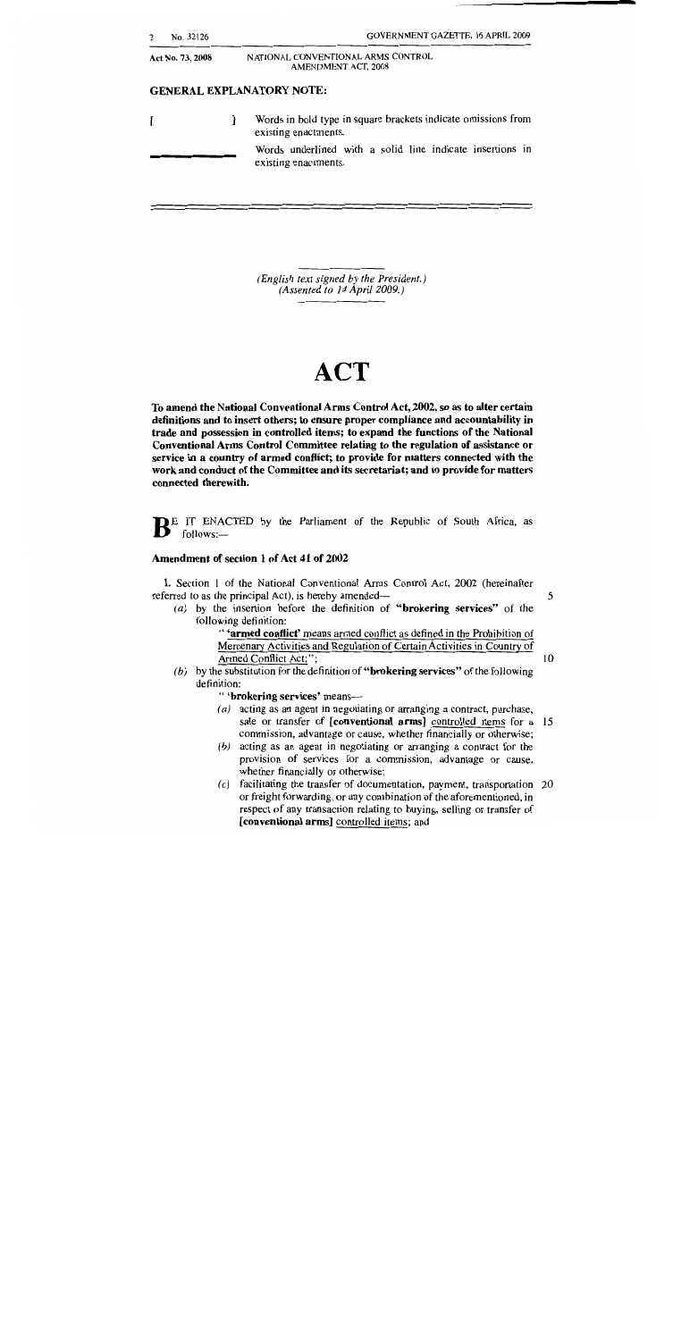## GENERAL EXPLANATORY NOTE:

[ ] Words in bold type in square brackets indicate omissions from existing enactments.

\_\_\_\_\_ Words underlined with a solid line indicate insertions in existing enactments.

*(English text signed by the President.)*
*(Assented to 14 April 2009.)*

# ACT

**To amend the National Conventional Arms Control Act, 2002, so as to alter certain definitions and to insert others; to ensure proper compliance and accountability in trade and possession in controlled items; to expand the functions of the National Conventional Arms Control Committee relating to the regulation of assistance or service in a country of armed conflict; to provide for matters connected with the work and conduct of the Committee and its secretariat; and to provide for matters connected therewith.**

BE IT ENACTED by the Parliament of the Republic of South Africa, as follows:—

### Amendment of section 1 of Act 41 of 2002

1. Section 1 of the National Conventional Arms Control Act, 2002 (hereinafter referred to as the principal Act), is hereby amended—

(a) by the insertion before the definition of "**brokering services**" of the following definition:

" '**armed conflict**' means armed conflict as defined in the Prohibition of Mercenary Activities and Regulation of Certain Activities in Country of Armed Conflict Act;";

(b) by the substitution for the definition of "**brokering services**" of the following definition:

" '**brokering services**' means—

(a) acting as an agent in negotiating or arranging a contract, purchase, sale or transfer of **[conventional arms]** controlled items for a commission, advantage or cause, whether financially or otherwise;

(b) acting as an agent in negotiating or arranging a contract for the provision of services for a commission, advantage or cause, whether financially or otherwise;

(c) facilitating the transfer of documentation, payment, transportation or freight forwarding, or any combination of the aforementioned, in respect of any transaction relating to buying, selling or transfer of **[conventional arms]** controlled items; and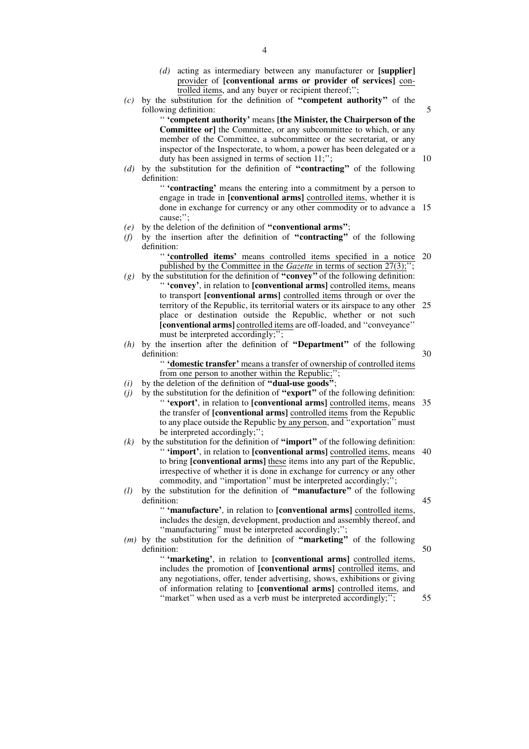*(d)* acting as intermediary between any manufacturer or **[supplier]** <u>provider</u> of **[conventional arms or provider of services]** <u>controlled items</u>, and any buyer or recipient thereof;'';

*(c)* by the substitution for the definition of **''competent authority''** of the following definition:

'' **'competent authority'** means **[the Minister, the Chairperson of the Committee or]** the Committee, or any subcommittee to which, or any member of the Committee, a subcommittee or the secretariat, or any inspector of the Inspectorate, to whom, a power has been delegated or a duty has been assigned in terms of section 11;'';

*(d)* by the substitution for the definition of **''contracting''** of the following definition:

'' **'contracting'** means the entering into a commitment by a person to engage in trade in **[conventional arms]** <u>controlled items</u>, whether it is done in exchange for currency or any other commodity or to advance a cause;'';

*(e)* by the deletion of the definition of **''conventional arms''**;

*(f)* by the insertion after the definition of **''contracting''** of the following definition:

<u>'' **'controlled items'** means controlled items specified in a notice published by the Committee in the *Gazette* in terms of section 27(3);''</u>;

*(g)* by the substitution for the definition of **''convey''** of the following definition:

'' **'convey'**, in relation to **[conventional arms]** <u>controlled items</u>, means to transport **[conventional arms]** <u>controlled items</u> through or over the territory of the Republic, its territorial waters or its airspace to any other place or destination outside the Republic, whether or not such **[conventional arms]** <u>controlled items</u> are off-loaded, and ''conveyance'' must be interpreted accordingly;'';

*(h)* by the insertion after the definition of **''Department''** of the following definition:

<u>'' **'domestic transfer'** means a transfer of ownership of controlled items from one person to another within the Republic;''</u>;

*(i)* by the deletion of the definition of **''dual-use goods''**;

*(j)* by the substitution for the definition of **''export''** of the following definition:

'' **'export'**, in relation to **[conventional arms]** <u>controlled items</u>, means the transfer of **[conventional arms]** <u>controlled items</u> from the Republic to any place outside the Republic <u>by any person</u>, and ''exportation'' must be interpreted accordingly;'';

*(k)* by the substitution for the definition of **''import''** of the following definition:

'' **'import'**, in relation to **[conventional arms]** <u>controlled items</u>, means to bring **[conventional arms]** <u>these</u> items into any part of the Republic, irrespective of whether it is done in exchange for currency or any other commodity, and ''importation'' must be interpreted accordingly;'';

*(l)* by the substitution for the definition of **''manufacture''** of the following definition:

'' **'manufacture'**, in relation to **[conventional arms]** <u>controlled items</u>, includes the design, development, production and assembly thereof, and ''manufacturing'' must be interpreted accordingly;'';

*(m)* by the substitution for the definition of **''marketing''** of the following definition:

'' **'marketing'**, in relation to **[conventional arms]** <u>controlled items</u>, includes the promotion of **[conventional arms]** <u>controlled items</u>, and any negotiations, offer, tender advertising, shows, exhibitions or giving of information relating to **[conventional arms]** <u>controlled items</u>, and ''market'' when used as a verb must be interpreted accordingly;'';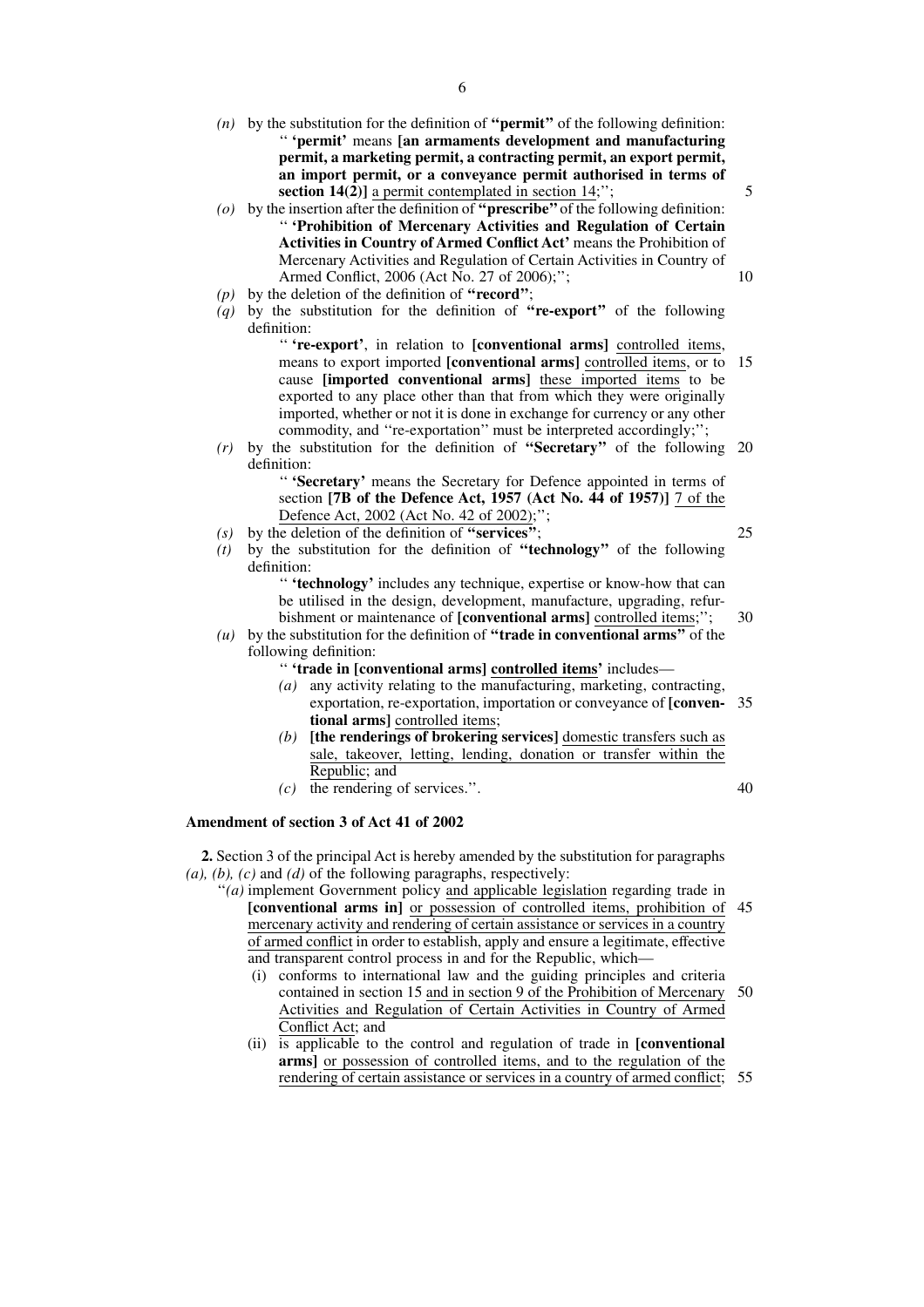*(n)* by the substitution for the definition of **"permit"** of the following definition:

" **'permit'** means **[an armaments development and manufacturing permit, a marketing permit, a contracting permit, an export permit, an import permit, or a conveyance permit authorised in terms of section 14(2)]** a permit contemplated in section 14;";

*(o)* by the insertion after the definition of **"prescribe"** of the following definition:

" **'Prohibition of Mercenary Activities and Regulation of Certain Activities in Country of Armed Conflict Act'** means the Prohibition of Mercenary Activities and Regulation of Certain Activities in Country of Armed Conflict, 2006 (Act No. 27 of 2006);";

*(p)* by the deletion of the definition of **"record"**;

*(q)* by the substitution for the definition of **"re-export"** of the following definition:

" **'re-export'**, in relation to **[conventional arms]** controlled items, means to export imported **[conventional arms]** controlled items, or to cause **[imported conventional arms]** these imported items to be exported to any place other than that from which they were originally imported, whether or not it is done in exchange for currency or any other commodity, and "re-exportation" must be interpreted accordingly;";

*(r)* by the substitution for the definition of **"Secretary"** of the following definition:

" **'Secretary'** means the Secretary for Defence appointed in terms of section **[7B of the Defence Act, 1957 (Act No. 44 of 1957)]** 7 of the Defence Act, 2002 (Act No. 42 of 2002);";

*(s)* by the deletion of the definition of **"services"**;

*(t)* by the substitution for the definition of **"technology"** of the following definition:

" **'technology'** includes any technique, expertise or know-how that can be utilised in the design, development, manufacture, upgrading, refurbishment or maintenance of **[conventional arms]** controlled items;";

*(u)* by the substitution for the definition of **"trade in conventional arms"** of the following definition:

" **'trade in [conventional arms] controlled items'** includes—

*(a)* any activity relating to the manufacturing, marketing, contracting, exportation, re-exportation, importation or conveyance of **[conventional arms]** controlled items;

*(b)* **[the renderings of brokering services]** domestic transfers such as sale, takeover, letting, lending, donation or transfer within the Republic; and

*(c)* the rendering of services.".

**Amendment of section 3 of Act 41 of 2002**

**2.** Section 3 of the principal Act is hereby amended by the substitution for paragraphs *(a), (b), (c)* and *(d)* of the following paragraphs, respectively:

"*(a)* implement Government policy and applicable legislation regarding trade in **[conventional arms in]** or possession of controlled items, prohibition of mercenary activity and rendering of certain assistance or services in a country of armed conflict in order to establish, apply and ensure a legitimate, effective and transparent control process in and for the Republic, which—

(i) conforms to international law and the guiding principles and criteria contained in section 15 and in section 9 of the Prohibition of Mercenary Activities and Regulation of Certain Activities in Country of Armed Conflict Act; and

(ii) is applicable to the control and regulation of trade in **[conventional arms]** or possession of controlled items, and to the regulation of the rendering of certain assistance or services in a country of armed conflict;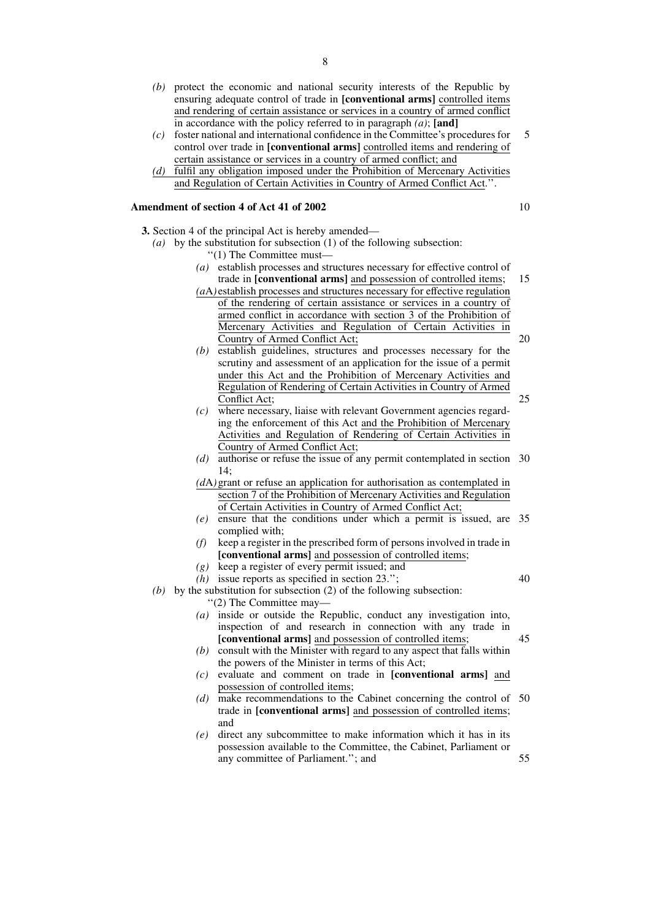*(b)* protect the economic and national security interests of the Republic by ensuring adequate control of trade in **[conventional arms]** controlled items and rendering of certain assistance or services in a country of armed conflict in accordance with the policy referred to in paragraph *(a)*; **[and]**

*(c)* foster national and international confidence in the Committee's procedures for control over trade in **[conventional arms]** controlled items and rendering of certain assistance or services in a country of armed conflict; and

*(d)* fulfil any obligation imposed under the Prohibition of Mercenary Activities and Regulation of Certain Activities in Country of Armed Conflict Act.''.

**Amendment of section 4 of Act 41 of 2002**

**3.** Section 4 of the principal Act is hereby amended—

*(a)* by the substitution for subsection (1) of the following subsection:

''(1) The Committee must—

*(a)* establish processes and structures necessary for effective control of trade in **[conventional arms]** and possession of controlled items;

*(a*A*)* establish processes and structures necessary for effective regulation of the rendering of certain assistance or services in a country of armed conflict in accordance with section 3 of the Prohibition of Mercenary Activities and Regulation of Certain Activities in Country of Armed Conflict Act;

*(b)* establish guidelines, structures and processes necessary for the scrutiny and assessment of an application for the issue of a permit under this Act and the Prohibition of Mercenary Activities and Regulation of Rendering of Certain Activities in Country of Armed Conflict Act;

*(c)* where necessary, liaise with relevant Government agencies regarding the enforcement of this Act and the Prohibition of Mercenary Activities and Regulation of Rendering of Certain Activities in Country of Armed Conflict Act;

*(d)* authorise or refuse the issue of any permit contemplated in section 14;

*(d*A*)* grant or refuse an application for authorisation as contemplated in section 7 of the Prohibition of Mercenary Activities and Regulation of Certain Activities in Country of Armed Conflict Act;

*(e)* ensure that the conditions under which a permit is issued, are complied with;

*(f)* keep a register in the prescribed form of persons involved in trade in **[conventional arms]** and possession of controlled items;

*(g)* keep a register of every permit issued; and

*(h)* issue reports as specified in section 23.'';

*(b)* by the substitution for subsection (2) of the following subsection:

''(2) The Committee may—

*(a)* inside or outside the Republic, conduct any investigation into, inspection of and research in connection with any trade in **[conventional arms]** and possession of controlled items;

*(b)* consult with the Minister with regard to any aspect that falls within the powers of the Minister in terms of this Act;

*(c)* evaluate and comment on trade in **[conventional arms]** and possession of controlled items;

*(d)* make recommendations to the Cabinet concerning the control of trade in **[conventional arms]** and possession of controlled items; and

*(e)* direct any subcommittee to make information which it has in its possession available to the Committee, the Cabinet, Parliament or any committee of Parliament.''; and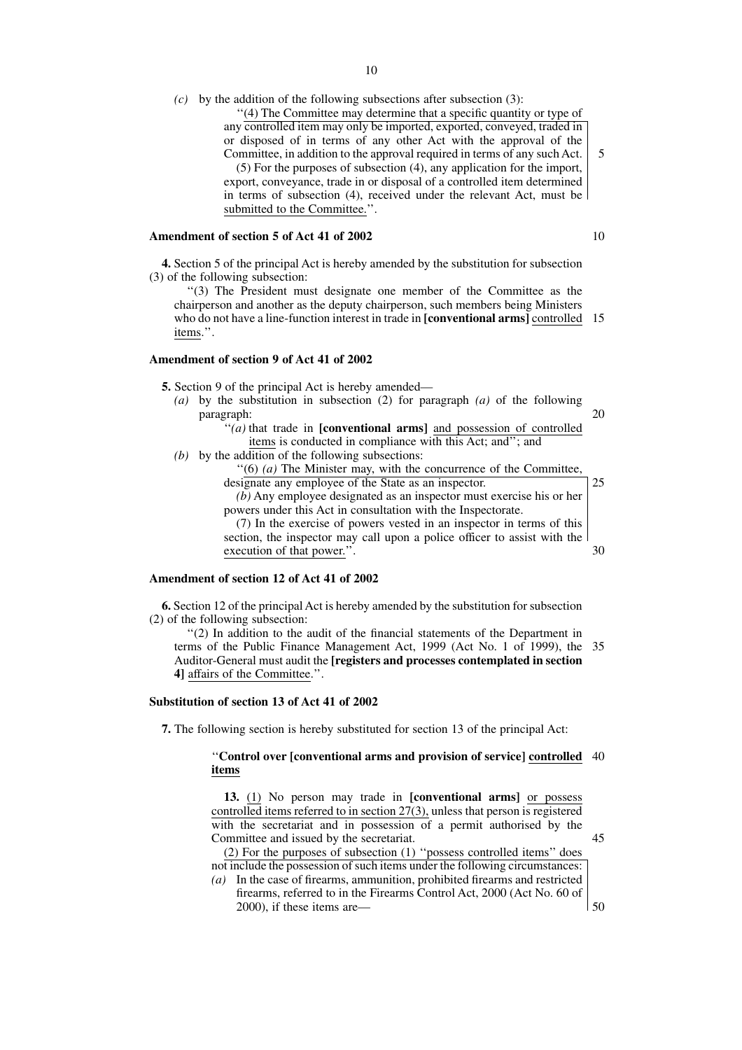*(c)* by the addition of the following subsections after subsection (3):

''(4) The Committee may determine that a specific quantity or type of any controlled item may only be imported, exported, conveyed, traded in or disposed of in terms of any other Act with the approval of the Committee, in addition to the approval required in terms of any such Act.

(5) For the purposes of subsection (4), any application for the import, export, conveyance, trade in or disposal of a controlled item determined in terms of subsection (4), received under the relevant Act, must be submitted to the Committee.''.

**Amendment of section 5 of Act 41 of 2002**

**4.** Section 5 of the principal Act is hereby amended by the substitution for subsection (3) of the following subsection:

''(3) The President must designate one member of the Committee as the chairperson and another as the deputy chairperson, such members being Ministers who do not have a line-function interest in trade in **[conventional arms]** controlled items.''.

**Amendment of section 9 of Act 41 of 2002**

**5.** Section 9 of the principal Act is hereby amended—

*(a)* by the substitution in subsection (2) for paragraph *(a)* of the following paragraph:

''*(a)* that trade in **[conventional arms]** and possession of controlled items is conducted in compliance with this Act; and''; and

*(b)* by the addition of the following subsections:

''(6) *(a)* The Minister may, with the concurrence of the Committee, designate any employee of the State as an inspector.

*(b)* Any employee designated as an inspector must exercise his or her powers under this Act in consultation with the Inspectorate.

(7) In the exercise of powers vested in an inspector in terms of this section, the inspector may call upon a police officer to assist with the execution of that power.''.

**Amendment of section 12 of Act 41 of 2002**

**6.** Section 12 of the principal Act is hereby amended by the substitution for subsection (2) of the following subsection:

''(2) In addition to the audit of the financial statements of the Department in terms of the Public Finance Management Act, 1999 (Act No. 1 of 1999), the Auditor-General must audit the **[registers and processes contemplated in section 4]** affairs of the Committee.''.

**Substitution of section 13 of Act 41 of 2002**

**7.** The following section is hereby substituted for section 13 of the principal Act:

''**Control over [conventional arms and provision of service] controlled items**

**13.** (1) No person may trade in **[conventional arms]** or possess controlled items referred to in section 27(3), unless that person is registered with the secretariat and in possession of a permit authorised by the Committee and issued by the secretariat.

(2) For the purposes of subsection (1) ''possess controlled items'' does not include the possession of such items under the following circumstances:

*(a)* In the case of firearms, ammunition, prohibited firearms and restricted firearms, referred to in the Firearms Control Act, 2000 (Act No. 60 of 2000), if these items are—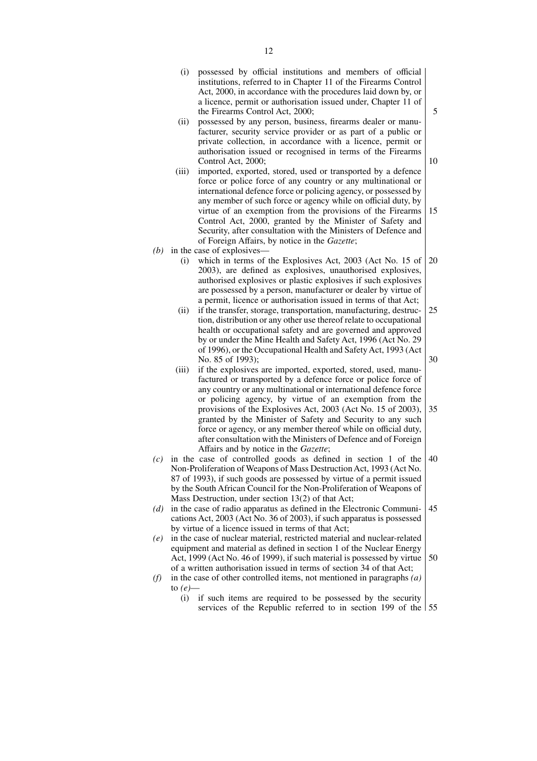(i) possessed by official institutions and members of official institutions, referred to in Chapter 11 of the Firearms Control Act, 2000, in accordance with the procedures laid down by, or a licence, permit or authorisation issued under, Chapter 11 of the Firearms Control Act, 2000;

(ii) possessed by any person, business, firearms dealer or manufacturer, security service provider or as part of a public or private collection, in accordance with a licence, permit or authorisation issued or recognised in terms of the Firearms Control Act, 2000;

(iii) imported, exported, stored, used or transported by a defence force or police force of any country or any multinational or international defence force or policing agency, or possessed by any member of such force or agency while on official duty, by virtue of an exemption from the provisions of the Firearms Control Act, 2000, granted by the Minister of Safety and Security, after consultation with the Ministers of Defence and of Foreign Affairs, by notice in the *Gazette*;

*(b)* in the case of explosives—

(i) which in terms of the Explosives Act, 2003 (Act No. 15 of 2003), are defined as explosives, unauthorised explosives, authorised explosives or plastic explosives if such explosives are possessed by a person, manufacturer or dealer by virtue of a permit, licence or authorisation issued in terms of that Act;

(ii) if the transfer, storage, transportation, manufacturing, destruction, distribution or any other use thereof relate to occupational health or occupational safety and are governed and approved by or under the Mine Health and Safety Act, 1996 (Act No. 29 of 1996), or the Occupational Health and Safety Act, 1993 (Act No. 85 of 1993);

(iii) if the explosives are imported, exported, stored, used, manufactured or transported by a defence force or police force of any country or any multinational or international defence force or policing agency, by virtue of an exemption from the provisions of the Explosives Act, 2003 (Act No. 15 of 2003), granted by the Minister of Safety and Security to any such force or agency, or any member thereof while on official duty, after consultation with the Ministers of Defence and of Foreign Affairs and by notice in the *Gazette*;

*(c)* in the case of controlled goods as defined in section 1 of the Non-Proliferation of Weapons of Mass Destruction Act, 1993 (Act No. 87 of 1993), if such goods are possessed by virtue of a permit issued by the South African Council for the Non-Proliferation of Weapons of Mass Destruction, under section 13(2) of that Act;

*(d)* in the case of radio apparatus as defined in the Electronic Communications Act, 2003 (Act No. 36 of 2003), if such apparatus is possessed by virtue of a licence issued in terms of that Act;

*(e)* in the case of nuclear material, restricted material and nuclear-related equipment and material as defined in section 1 of the Nuclear Energy Act, 1999 (Act No. 46 of 1999), if such material is possessed by virtue of a written authorisation issued in terms of section 34 of that Act;

*(f)* in the case of other controlled items, not mentioned in paragraphs *(a)* to *(e)*—

(i) if such items are required to be possessed by the security services of the Republic referred to in section 199 of the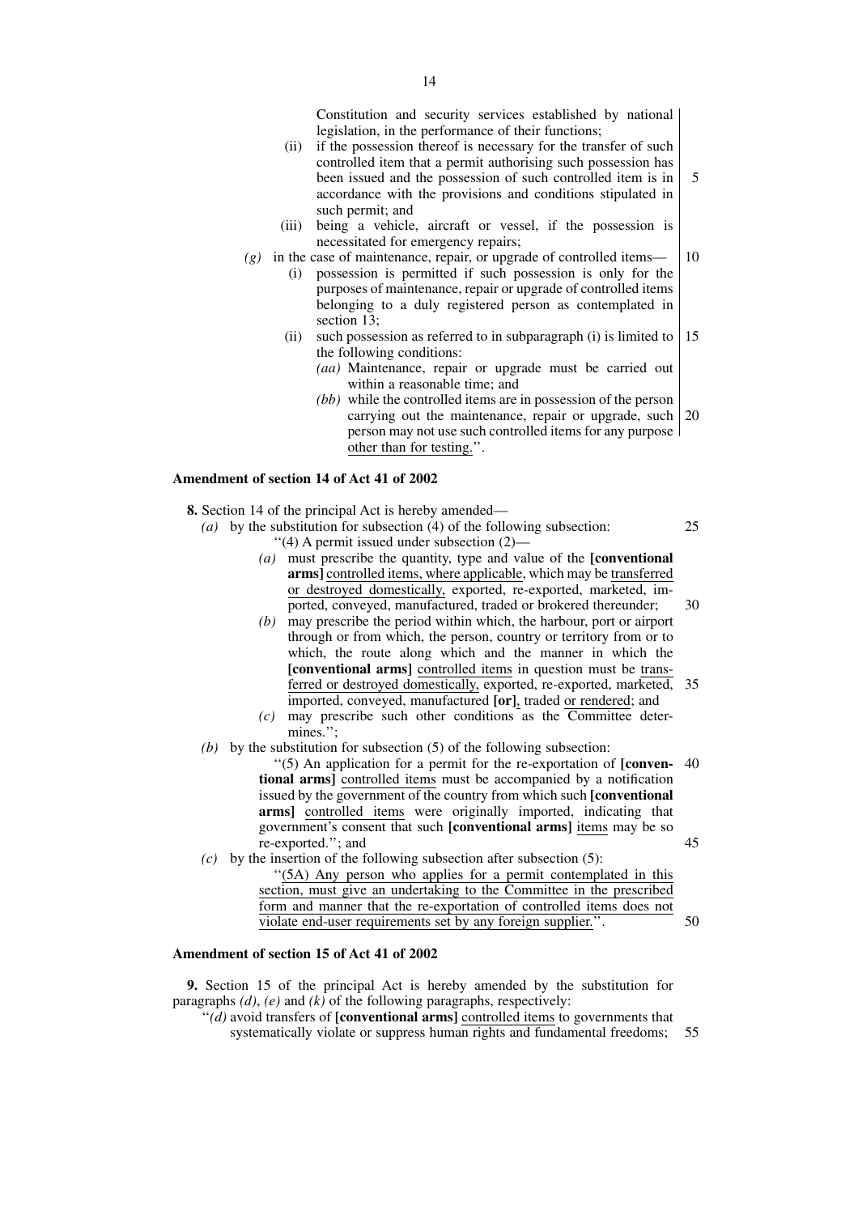Constitution and security services established by national legislation, in the performance of their functions;

(ii) if the possession thereof is necessary for the transfer of such controlled item that a permit authorising such possession has been issued and the possession of such controlled item is in accordance with the provisions and conditions stipulated in such permit; and

(iii) being a vehicle, aircraft or vessel, if the possession is necessitated for emergency repairs;

*(g)* in the case of maintenance, repair, or upgrade of controlled items—

(i) possession is permitted if such possession is only for the purposes of maintenance, repair or upgrade of controlled items belonging to a duly registered person as contemplated in section 13;

(ii) such possession as referred to in subparagraph (i) is limited to the following conditions:

*(aa)* Maintenance, repair or upgrade must be carried out within a reasonable time; and

*(bb)* while the controlled items are in possession of the person carrying out the maintenance, repair or upgrade, such person may not use such controlled items for any purpose other than for testing.''.

**Amendment of section 14 of Act 41 of 2002**

**8.** Section 14 of the principal Act is hereby amended—

*(a)* by the substitution for subsection (4) of the following subsection:

''(4) A permit issued under subsection (2)—

*(a)* must prescribe the quantity, type and value of the **[conventional arms]** controlled items, where applicable, which may be transferred or destroyed domestically, exported, re-exported, marketed, imported, conveyed, manufactured, traded or brokered thereunder;

*(b)* may prescribe the period within which, the harbour, port or airport through or from which, the person, country or territory from or to which, the route along which and the manner in which the **[conventional arms]** controlled items in question must be transferred or destroyed domestically, exported, re-exported, marketed, imported, conveyed, manufactured **[or]**, traded or rendered; and

*(c)* may prescribe such other conditions as the Committee determines.'';

*(b)* by the substitution for subsection (5) of the following subsection:

''(5) An application for a permit for the re-exportation of **[conventional arms]** controlled items must be accompanied by a notification issued by the government of the country from which such **[conventional arms]** controlled items were originally imported, indicating that government's consent that such **[conventional arms]** items may be so re-exported.''; and

*(c)* by the insertion of the following subsection after subsection (5):

''(5A) Any person who applies for a permit contemplated in this section, must give an undertaking to the Committee in the prescribed form and manner that the re-exportation of controlled items does not violate end-user requirements set by any foreign supplier.''.

**Amendment of section 15 of Act 41 of 2002**

**9.** Section 15 of the principal Act is hereby amended by the substitution for paragraphs *(d)*, *(e)* and *(k)* of the following paragraphs, respectively:

''*(d)* avoid transfers of **[conventional arms]** controlled items to governments that systematically violate or suppress human rights and fundamental freedoms;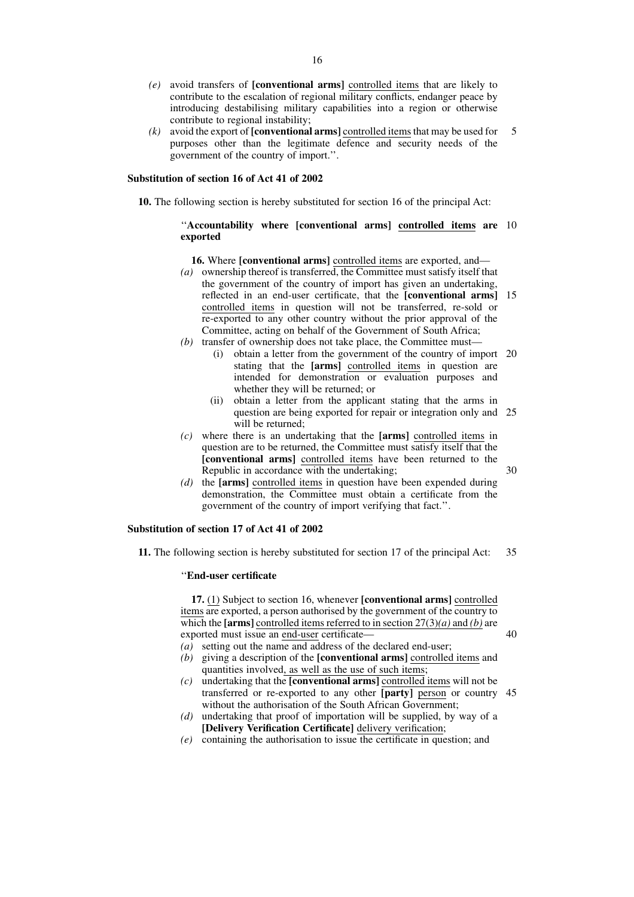*(e)* avoid transfers of **[conventional arms]** controlled items that are likely to contribute to the escalation of regional military conflicts, endanger peace by introducing destabilising military capabilities into a region or otherwise contribute to regional instability;

*(k)* avoid the export of **[conventional arms]** controlled items that may be used for purposes other than the legitimate defence and security needs of the government of the country of import.''.

**Substitution of section 16 of Act 41 of 2002**

**10.** The following section is hereby substituted for section 16 of the principal Act:

''**Accountability where [conventional arms] controlled items are exported**

**16.** Where **[conventional arms]** controlled items are exported, and—

*(a)* ownership thereof is transferred, the Committee must satisfy itself that the government of the country of import has given an undertaking, reflected in an end-user certificate, that the **[conventional arms]** controlled items in question will not be transferred, re-sold or re-exported to any other country without the prior approval of the Committee, acting on behalf of the Government of South Africa;

*(b)* transfer of ownership does not take place, the Committee must—

(i) obtain a letter from the government of the country of import stating that the **[arms]** controlled items in question are intended for demonstration or evaluation purposes and whether they will be returned; or

(ii) obtain a letter from the applicant stating that the arms in question are being exported for repair or integration only and will be returned;

*(c)* where there is an undertaking that the **[arms]** controlled items in question are to be returned, the Committee must satisfy itself that the **[conventional arms]** controlled items have been returned to the Republic in accordance with the undertaking;

*(d)* the **[arms]** controlled items in question have been expended during demonstration, the Committee must obtain a certificate from the government of the country of import verifying that fact.''.

**Substitution of section 17 of Act 41 of 2002**

**11.** The following section is hereby substituted for section 17 of the principal Act:

''**End-user certificate**

**17.** (1) Subject to section 16, whenever **[conventional arms]** controlled items are exported, a person authorised by the government of the country to which the **[arms]** controlled items referred to in section 27(3)*(a)* and *(b)* are exported must issue an end-user certificate—

*(a)* setting out the name and address of the declared end-user;

*(b)* giving a description of the **[conventional arms]** controlled items and quantities involved, as well as the use of such items;

*(c)* undertaking that the **[conventional arms]** controlled items will not be transferred or re-exported to any other **[party]** person or country without the authorisation of the South African Government;

*(d)* undertaking that proof of importation will be supplied, by way of a **[Delivery Verification Certificate]** delivery verification;

*(e)* containing the authorisation to issue the certificate in question; and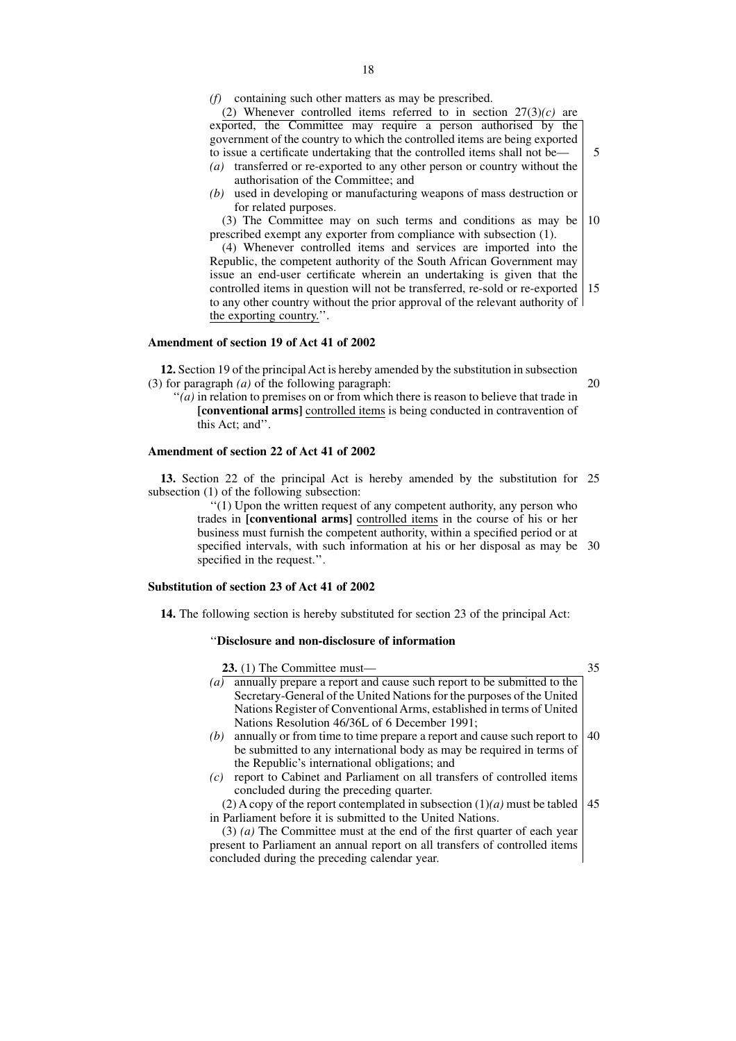*(f)* containing such other matters as may be prescribed.

(2) Whenever controlled items referred to in section 27(3)*(c)* are exported, the Committee may require a person authorised by the government of the country to which the controlled items are being exported to issue a certificate undertaking that the controlled items shall not be—

*(a)* transferred or re-exported to any other person or country without the authorisation of the Committee; and

*(b)* used in developing or manufacturing weapons of mass destruction or for related purposes.

(3) The Committee may on such terms and conditions as may be prescribed exempt any exporter from compliance with subsection (1).

(4) Whenever controlled items and services are imported into the Republic, the competent authority of the South African Government may issue an end-user certificate wherein an undertaking is given that the controlled items in question will not be transferred, re-sold or re-exported to any other country without the prior approval of the relevant authority of the exporting country.''.

**Amendment of section 19 of Act 41 of 2002**

**12.** Section 19 of the principal Act is hereby amended by the substitution in subsection (3) for paragraph *(a)* of the following paragraph:

''*(a)* in relation to premises on or from which there is reason to believe that trade in **[conventional arms]** controlled items is being conducted in contravention of this Act; and''.

**Amendment of section 22 of Act 41 of 2002**

**13.** Section 22 of the principal Act is hereby amended by the substitution for subsection (1) of the following subsection:

''(1) Upon the written request of any competent authority, any person who trades in **[conventional arms]** controlled items in the course of his or her business must furnish the competent authority, within a specified period or at specified intervals, with such information at his or her disposal as may be specified in the request.''.

**Substitution of section 23 of Act 41 of 2002**

**14.** The following section is hereby substituted for section 23 of the principal Act:

''**Disclosure and non-disclosure of information**

**23.** (1) The Committee must—

*(a)* annually prepare a report and cause such report to be submitted to the Secretary-General of the United Nations for the purposes of the United Nations Register of Conventional Arms, established in terms of United Nations Resolution 46/36L of 6 December 1991;

*(b)* annually or from time to time prepare a report and cause such report to be submitted to any international body as may be required in terms of the Republic's international obligations; and

*(c)* report to Cabinet and Parliament on all transfers of controlled items concluded during the preceding quarter.

(2) A copy of the report contemplated in subsection (1)*(a)* must be tabled in Parliament before it is submitted to the United Nations.

(3) *(a)* The Committee must at the end of the first quarter of each year present to Parliament an annual report on all transfers of controlled items concluded during the preceding calendar year.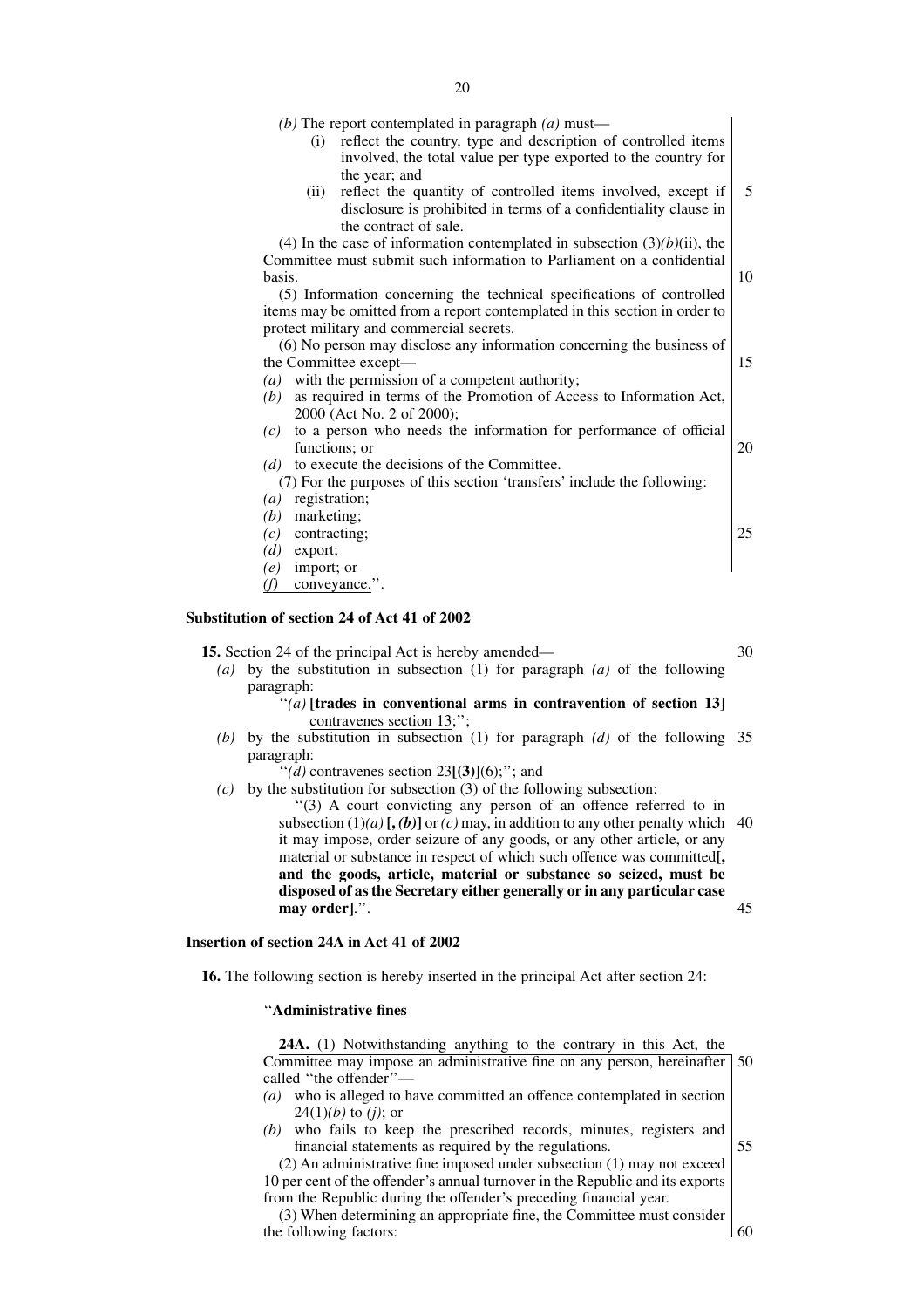*(b)* The report contemplated in paragraph *(a)* must—

(i) reflect the country, type and description of controlled items involved, the total value per type exported to the country for the year; and

(ii) reflect the quantity of controlled items involved, except if disclosure is prohibited in terms of a confidentiality clause in the contract of sale.

(4) In the case of information contemplated in subsection (3)*(b)*(ii), the Committee must submit such information to Parliament on a confidential basis.

(5) Information concerning the technical specifications of controlled items may be omitted from a report contemplated in this section in order to protect military and commercial secrets.

(6) No person may disclose any information concerning the business of the Committee except—

*(a)* with the permission of a competent authority;

*(b)* as required in terms of the Promotion of Access to Information Act, 2000 (Act No. 2 of 2000);

*(c)* to a person who needs the information for performance of official functions; or

*(d)* to execute the decisions of the Committee.

(7) For the purposes of this section 'transfers' include the following:

*(a)* registration;

*(b)* marketing;

*(c)* contracting;

*(d)* export;

*(e)* import; or

*(f)* conveyance.''.

**Substitution of section 24 of Act 41 of 2002**

**15.** Section 24 of the principal Act is hereby amended—

*(a)* by the substitution in subsection (1) for paragraph *(a)* of the following paragraph:

''*(a)* **[trades in conventional arms in contravention of section 13]** contravenes section 13;'';

*(b)* by the substitution in subsection (1) for paragraph *(d)* of the following paragraph:

''*(d)* contravenes section 23**[(3)]**(6);''; and

*(c)* by the substitution for subsection (3) of the following subsection:

''(3) A court convicting any person of an offence referred to in subsection (1)*(a)* **[,** ***(b)*****]** or *(c)* may, in addition to any other penalty which it may impose, order seizure of any goods, or any other article, or any material or substance in respect of which such offence was committed**[, and the goods, article, material or substance so seized, must be disposed of as the Secretary either generally or in any particular case may order]**.''.

**Insertion of section 24A in Act 41 of 2002**

**16.** The following section is hereby inserted in the principal Act after section 24:

''**Administrative fines**

**24A.** (1) Notwithstanding anything to the contrary in this Act, the Committee may impose an administrative fine on any person, hereinafter called ''the offender''—

*(a)* who is alleged to have committed an offence contemplated in section 24(1)*(b)* to *(j)*; or

*(b)* who fails to keep the prescribed records, minutes, registers and financial statements as required by the regulations.

(2) An administrative fine imposed under subsection (1) may not exceed 10 per cent of the offender's annual turnover in the Republic and its exports from the Republic during the offender's preceding financial year.

(3) When determining an appropriate fine, the Committee must consider the following factors: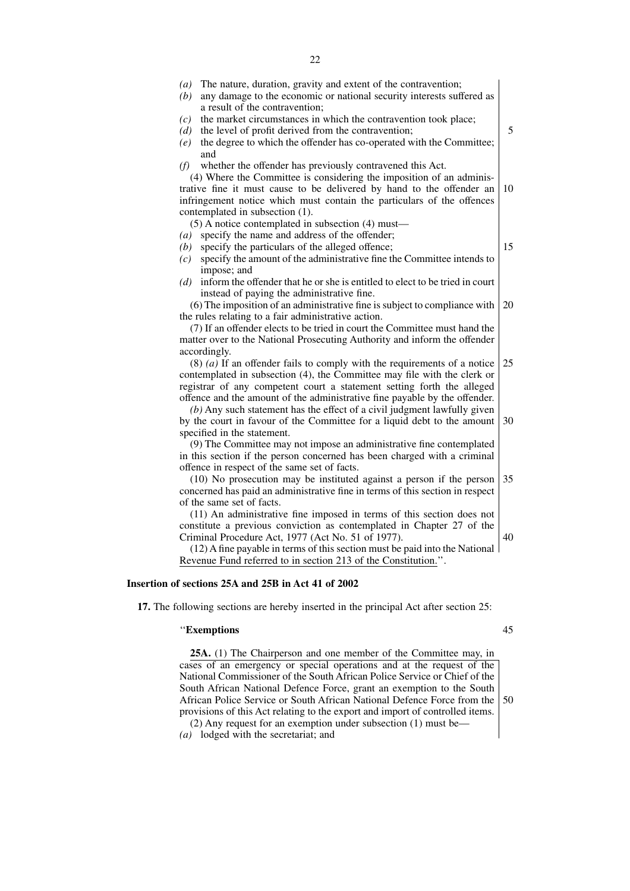(a) The nature, duration, gravity and extent of the contravention;
(b) any damage to the economic or national security interests suffered as a result of the contravention;
(c) the market circumstances in which the contravention took place;
(d) the level of profit derived from the contravention;
(e) the degree to which the offender has co-operated with the Committee; and
(f) whether the offender has previously contravened this Act.

(4) Where the Committee is considering the imposition of an administrative fine it must cause to be delivered by hand to the offender an infringement notice which must contain the particulars of the offences contemplated in subsection (1).

(5) A notice contemplated in subsection (4) must—
(a) specify the name and address of the offender;
(b) specify the particulars of the alleged offence;
(c) specify the amount of the administrative fine the Committee intends to impose; and
(d) inform the offender that he or she is entitled to elect to be tried in court instead of paying the administrative fine.

(6) The imposition of an administrative fine is subject to compliance with the rules relating to a fair administrative action.

(7) If an offender elects to be tried in court the Committee must hand the matter over to the National Prosecuting Authority and inform the offender accordingly.

(8) *(a)* If an offender fails to comply with the requirements of a notice contemplated in subsection (4), the Committee may file with the clerk or registrar of any competent court a statement setting forth the alleged offence and the amount of the administrative fine payable by the offender.

*(b)* Any such statement has the effect of a civil judgment lawfully given by the court in favour of the Committee for a liquid debt to the amount specified in the statement.

(9) The Committee may not impose an administrative fine contemplated in this section if the person concerned has been charged with a criminal offence in respect of the same set of facts.

(10) No prosecution may be instituted against a person if the person concerned has paid an administrative fine in terms of this section in respect of the same set of facts.

(11) An administrative fine imposed in terms of this section does not constitute a previous conviction as contemplated in Chapter 27 of the Criminal Procedure Act, 1977 (Act No. 51 of 1977).

(12) A fine payable in terms of this section must be paid into the National Revenue Fund referred to in section 213 of the Constitution.''.

**Insertion of sections 25A and 25B in Act 41 of 2002**

**17.** The following sections are hereby inserted in the principal Act after section 25:

''**Exemptions**

**25A.** (1) The Chairperson and one member of the Committee may, in cases of an emergency or special operations and at the request of the National Commissioner of the South African Police Service or Chief of the South African National Defence Force, grant an exemption to the South African Police Service or South African National Defence Force from the provisions of this Act relating to the export and import of controlled items.

(2) Any request for an exemption under subsection (1) must be—
(a) lodged with the secretariat; and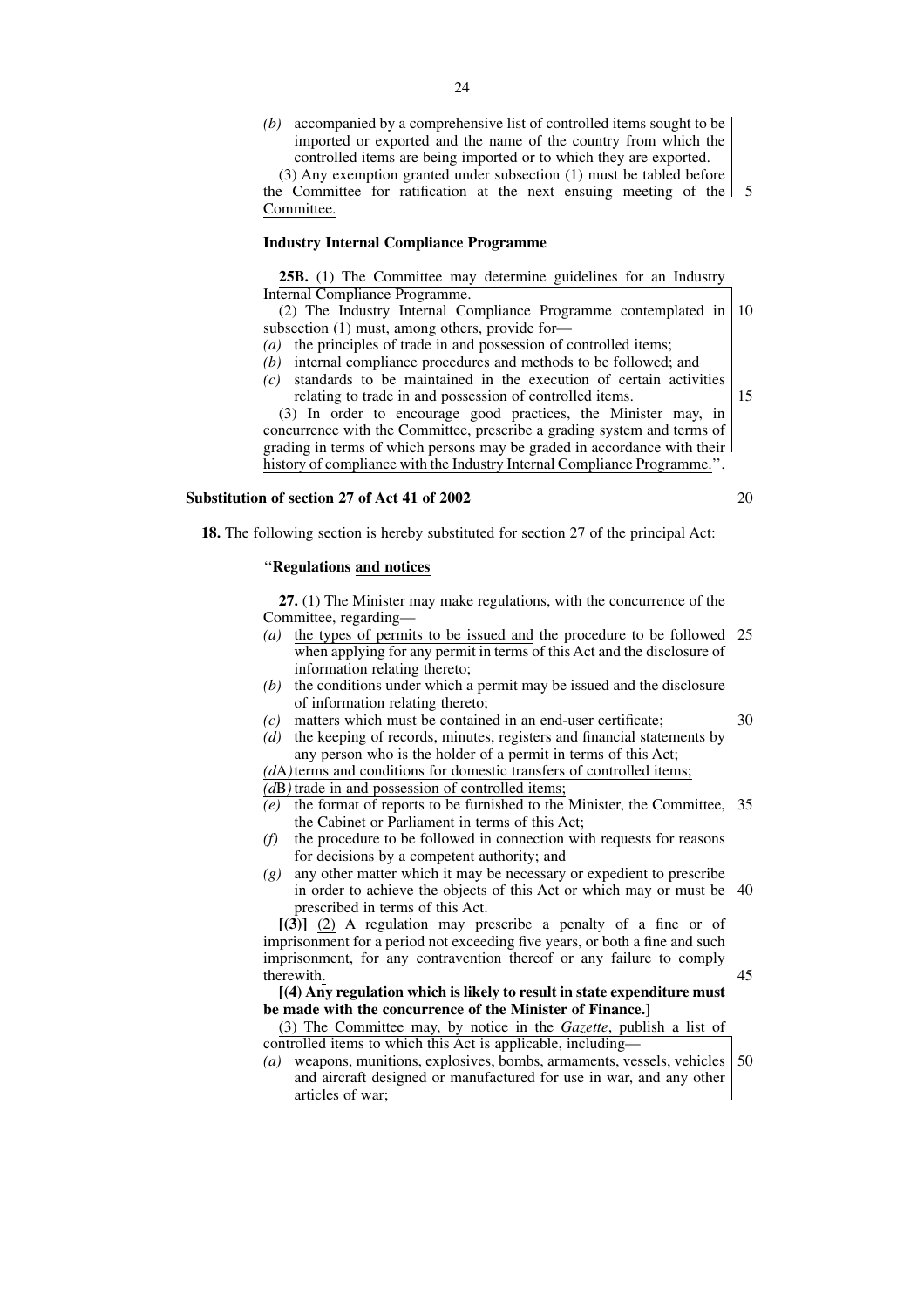*(b)* accompanied by a comprehensive list of controlled items sought to be imported or exported and the name of the country from which the controlled items are being imported or to which they are exported.

(3) Any exemption granted under subsection (1) must be tabled before the Committee for ratification at the next ensuing meeting of the Committee.

**Industry Internal Compliance Programme**

**25B.** (1) The Committee may determine guidelines for an Industry Internal Compliance Programme.

(2) The Industry Internal Compliance Programme contemplated in subsection (1) must, among others, provide for—

*(a)* the principles of trade in and possession of controlled items;

*(b)* internal compliance procedures and methods to be followed; and

*(c)* standards to be maintained in the execution of certain activities relating to trade in and possession of controlled items.

(3) In order to encourage good practices, the Minister may, in concurrence with the Committee, prescribe a grading system and terms of grading in terms of which persons may be graded in accordance with their history of compliance with the Industry Internal Compliance Programme.''.

**Substitution of section 27 of Act 41 of 2002**

**18.** The following section is hereby substituted for section 27 of the principal Act:

''**Regulations and notices**

**27.** (1) The Minister may make regulations, with the concurrence of the Committee, regarding—

*(a)* the types of permits to be issued and the procedure to be followed when applying for any permit in terms of this Act and the disclosure of information relating thereto;

*(b)* the conditions under which a permit may be issued and the disclosure of information relating thereto;

*(c)* matters which must be contained in an end-user certificate;

*(d)* the keeping of records, minutes, registers and financial statements by any person who is the holder of a permit in terms of this Act;

*(d*A*)* terms and conditions for domestic transfers of controlled items;

*(d*B*)* trade in and possession of controlled items;

*(e)* the format of reports to be furnished to the Minister, the Committee, the Cabinet or Parliament in terms of this Act;

*(f)* the procedure to be followed in connection with requests for reasons for decisions by a competent authority; and

*(g)* any other matter which it may be necessary or expedient to prescribe in order to achieve the objects of this Act or which may or must be prescribed in terms of this Act.

**[(3)]** (2) A regulation may prescribe a penalty of a fine or of imprisonment for a period not exceeding five years, or both a fine and such imprisonment, for any contravention thereof or any failure to comply therewith.

**[(4) Any regulation which is likely to result in state expenditure must be made with the concurrence of the Minister of Finance.]**

(3) The Committee may, by notice in the *Gazette*, publish a list of controlled items to which this Act is applicable, including—

*(a)* weapons, munitions, explosives, bombs, armaments, vessels, vehicles and aircraft designed or manufactured for use in war, and any other articles of war;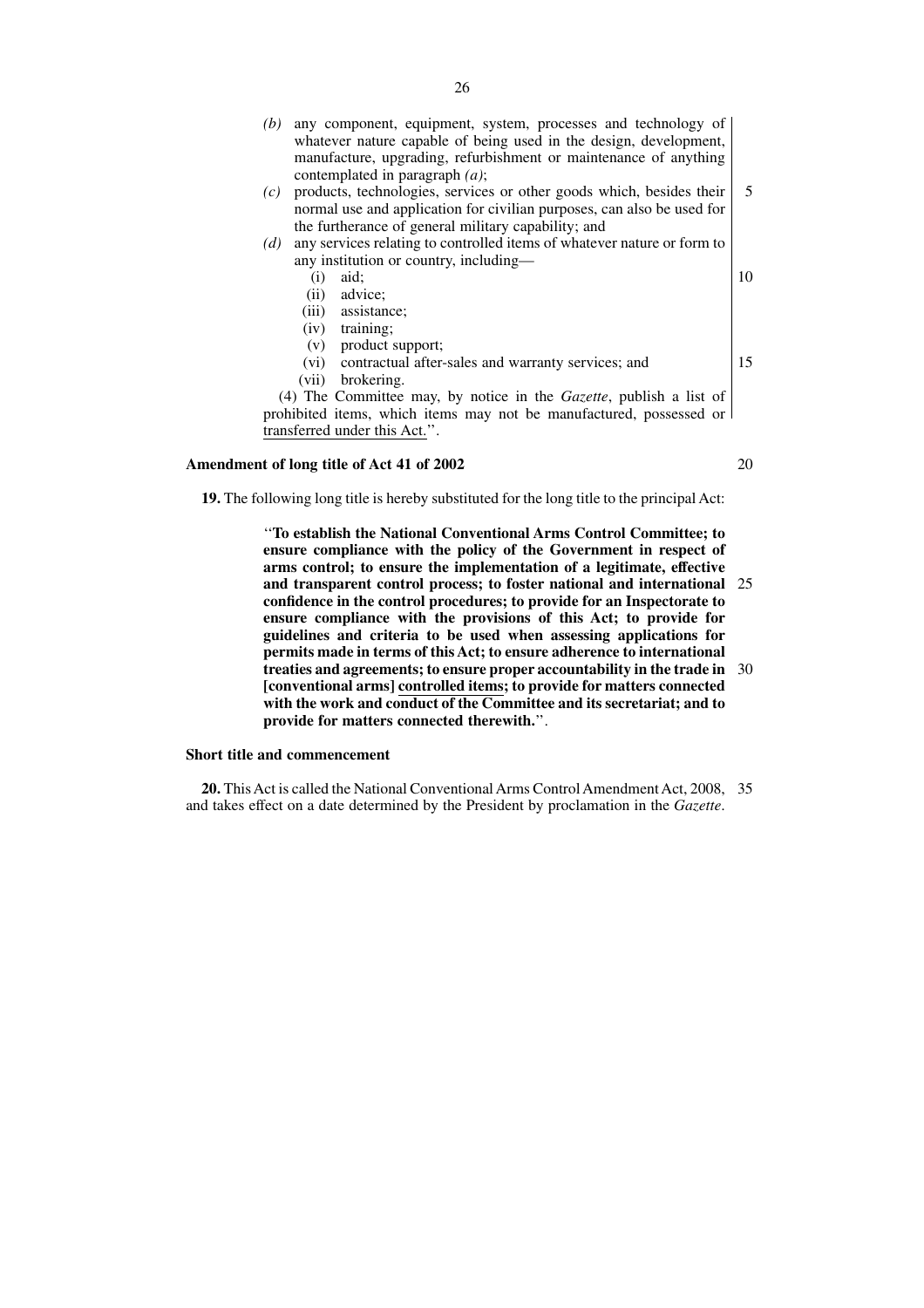*(b)* any component, equipment, system, processes and technology of whatever nature capable of being used in the design, development, manufacture, upgrading, refurbishment or maintenance of anything contemplated in paragraph *(a)*;

*(c)* products, technologies, services or other goods which, besides their normal use and application for civilian purposes, can also be used for the furtherance of general military capability; and

*(d)* any services relating to controlled items of whatever nature or form to any institution or country, including—

- (i) aid;
- (ii) advice;
- (iii) assistance;
- (iv) training;
- (v) product support;
- (vi) contractual after-sales and warranty services; and
- (vii) brokering.

(4) The Committee may, by notice in the *Gazette*, publish a list of prohibited items, which items may not be manufactured, possessed or transferred under this Act.''.

### Amendment of long title of Act 41 of 2002

**19.** The following long title is hereby substituted for the long title to the principal Act:

''**To establish the National Conventional Arms Control Committee; to ensure compliance with the policy of the Government in respect of arms control; to ensure the implementation of a legitimate, effective and transparent control process; to foster national and international confidence in the control procedures; to provide for an Inspectorate to ensure compliance with the provisions of this Act; to provide for guidelines and criteria to be used when assessing applications for permits made in terms of this Act; to ensure adherence to international treaties and agreements; to ensure proper accountability in the trade in [conventional arms] <u>controlled items</u>; to provide for matters connected with the work and conduct of the Committee and its secretariat; and to provide for matters connected therewith.**''.

### Short title and commencement

**20.** This Act is called the National Conventional Arms Control Amendment Act, 2008, and takes effect on a date determined by the President by proclamation in the *Gazette*.